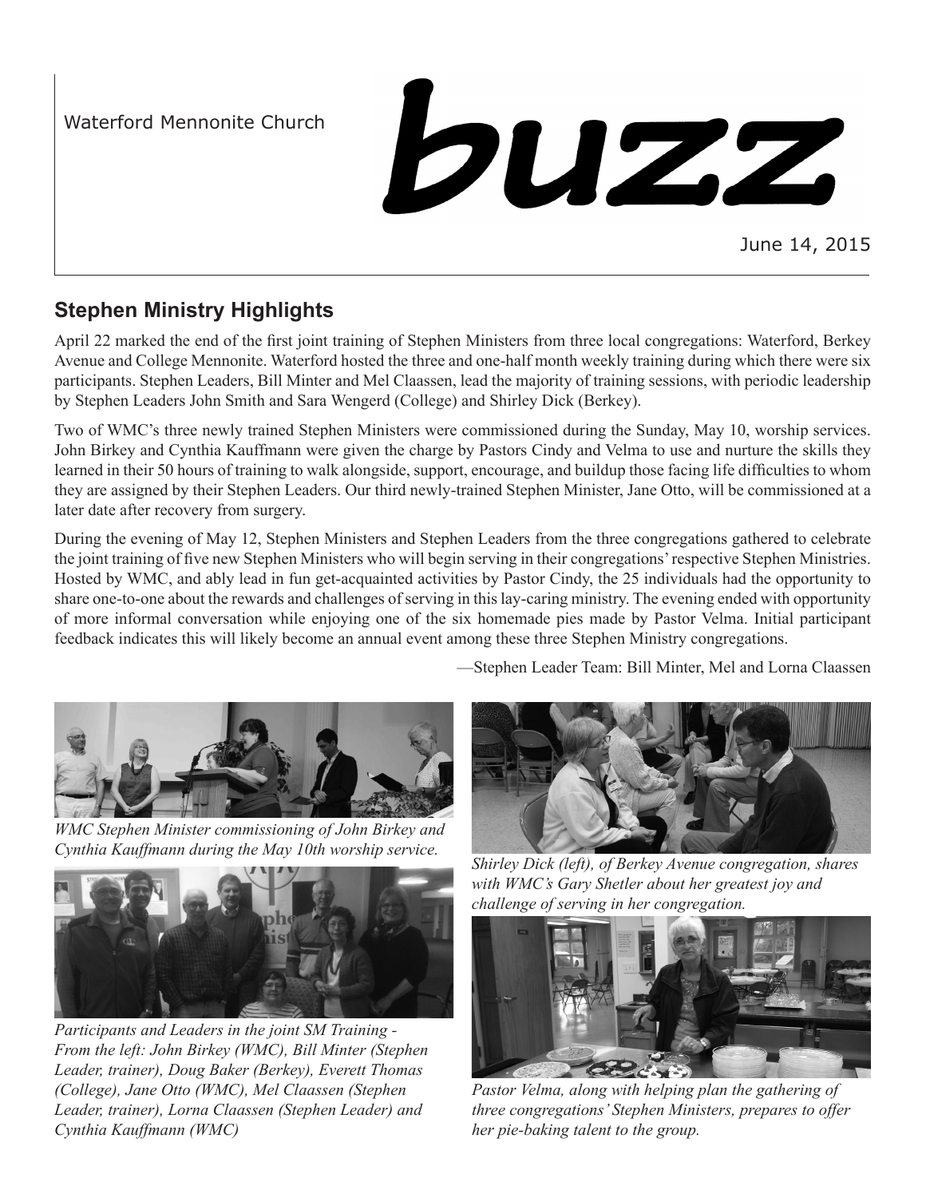Waterford Mennonite Church

# buzz

June 14, 2015

## Stephen Ministry Highlights

April 22 marked the end of the first joint training of Stephen Ministers from three local congregations: Waterford, Berkey Avenue and College Mennonite. Waterford hosted the three and one-half month weekly training during which there were six participants. Stephen Leaders, Bill Minter and Mel Claassen, lead the majority of training sessions, with periodic leadership by Stephen Leaders John Smith and Sara Wengerd (College) and Shirley Dick (Berkey).

Two of WMC's three newly trained Stephen Ministers were commissioned during the Sunday, May 10, worship services. John Birkey and Cynthia Kauffmann were given the charge by Pastors Cindy and Velma to use and nurture the skills they learned in their 50 hours of training to walk alongside, support, encourage, and buildup those facing life difficulties to whom they are assigned by their Stephen Leaders. Our third newly-trained Stephen Minister, Jane Otto, will be commissioned at a later date after recovery from surgery.

During the evening of May 12, Stephen Ministers and Stephen Leaders from the three congregations gathered to celebrate the joint training of five new Stephen Ministers who will begin serving in their congregations' respective Stephen Ministries. Hosted by WMC, and ably lead in fun get-acquainted activities by Pastor Cindy, the 25 individuals had the opportunity to share one-to-one about the rewards and challenges of serving in this lay-caring ministry. The evening ended with opportunity of more informal conversation while enjoying one of the six homemade pies made by Pastor Velma. Initial participant feedback indicates this will likely become an annual event among these three Stephen Ministry congregations.

—Stephen Leader Team: Bill Minter, Mel and Lorna Claassen

*WMC Stephen Minister commissioning of John Birkey and Cynthia Kauffmann during the May 10th worship service.*

*Participants and Leaders in the joint SM Training - From the left: John Birkey (WMC), Bill Minter (Stephen Leader, trainer), Doug Baker (Berkey), Everett Thomas (College), Jane Otto (WMC), Mel Claassen (Stephen Leader, trainer), Lorna Claassen (Stephen Leader) and Cynthia Kauffmann (WMC)*

*Shirley Dick (left), of Berkey Avenue congregation, shares with WMC's Gary Shetler about her greatest joy and challenge of serving in her congregation.*

*Pastor Velma, along with helping plan the gathering of three congregations' Stephen Ministers, prepares to offer her pie-baking talent to the group.*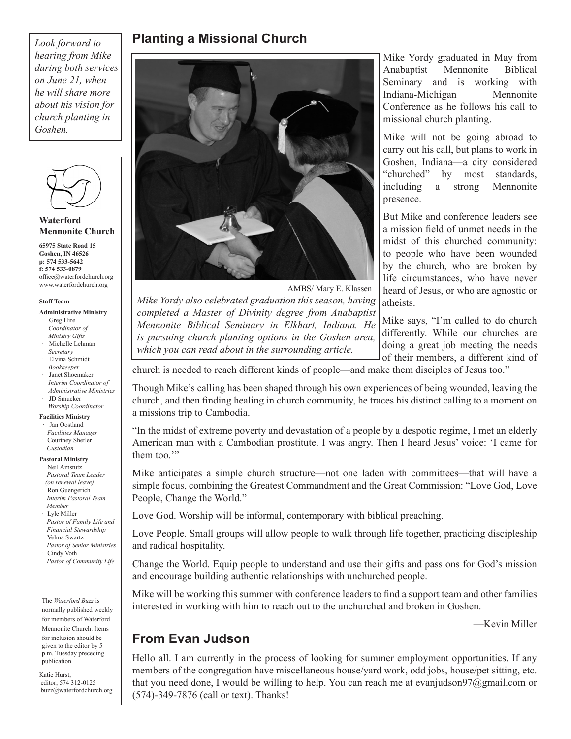*Look forward to hearing from Mike during both services on June 21, when he will share more about his vision for church planting in Goshen.*

**Waterford Mennonite Church**

**65975 State Road 15**
**Goshen, IN 46526**
**p: 574 533-5642**
**f: 574 533-0879**
office@waterfordchurch.org
www.waterfordchurch.org

**Staff Team**

**Administrative Ministry**
- Greg Hire *Coordinator of Ministry Gifts*
- Michelle Lehman *Secretary*
- Elvina Schmidt *Bookkeeper*
- Janet Shoemaker *Interim Coordinator of Administrative Ministries*
- JD Smucker *Worship Coordinator*

**Facilities Ministry**
- Jan Oostland *Facilities Manager*
- Courtney Shetler *Custodian*

**Pastoral Ministry**
- Neil Amstutz *Pastoral Team Leader (on renewal leave)*
- Ron Guengerich *Interim Pastoral Team Member*
- Lyle Miller *Pastor of Family Life and Financial Stewardship*
- Velma Swartz *Pastor of Senior Ministries*
- Cindy Voth *Pastor of Community Life*

The *Waterford Buzz* is normally published weekly for members of Waterford Mennonite Church. Items for inclusion should be given to the editor by 5 p.m. Tuesday preceding publication.

Katie Hurst, editor; 574 312-0125
buzz@waterfordchurch.org

## Planting a Missional Church

AMBS/ Mary E. Klassen

*Mike Yordy also celebrated graduation this season, having completed a Master of Divinity degree from Anabaptist Mennonite Biblical Seminary in Elkhart, Indiana. He is pursuing church planting options in the Goshen area, which you can read about in the surrounding article.*

Mike Yordy graduated in May from Anabaptist Mennonite Biblical Seminary and is working with Indiana-Michigan Mennonite Conference as he follows his call to missional church planting.

Mike will not be going abroad to carry out his call, but plans to work in Goshen, Indiana—a city considered "churched" by most standards, including a strong Mennonite presence.

But Mike and conference leaders see a mission field of unmet needs in the midst of this churched community: to people who have been wounded by the church, who are broken by life circumstances, who have never heard of Jesus, or who are agnostic or atheists.

Mike says, "I'm called to do church differently. While our churches are doing a great job meeting the needs of their members, a different kind of church is needed to reach different kinds of people—and make them disciples of Jesus too."

Though Mike's calling has been shaped through his own experiences of being wounded, leaving the church, and then finding healing in church community, he traces his distinct calling to a moment on a missions trip to Cambodia.

"In the midst of extreme poverty and devastation of a people by a despotic regime, I met an elderly American man with a Cambodian prostitute. I was angry. Then I heard Jesus' voice: 'I came for them too.'"

Mike anticipates a simple church structure—not one laden with committees—that will have a simple focus, combining the Greatest Commandment and the Great Commission: "Love God, Love People, Change the World."

Love God. Worship will be informal, contemporary with biblical preaching.

Love People. Small groups will allow people to walk through life together, practicing discipleship and radical hospitality.

Change the World. Equip people to understand and use their gifts and passions for God's mission and encourage building authentic relationships with unchurched people.

Mike will be working this summer with conference leaders to find a support team and other families interested in working with him to reach out to the unchurched and broken in Goshen.

—Kevin Miller

## From Evan Judson

Hello all. I am currently in the process of looking for summer employment opportunities. If any members of the congregation have miscellaneous house/yard work, odd jobs, house/pet sitting, etc. that you need done, I would be willing to help. You can reach me at evanjudson97@gmail.com or (574)-349-7876 (call or text). Thanks!